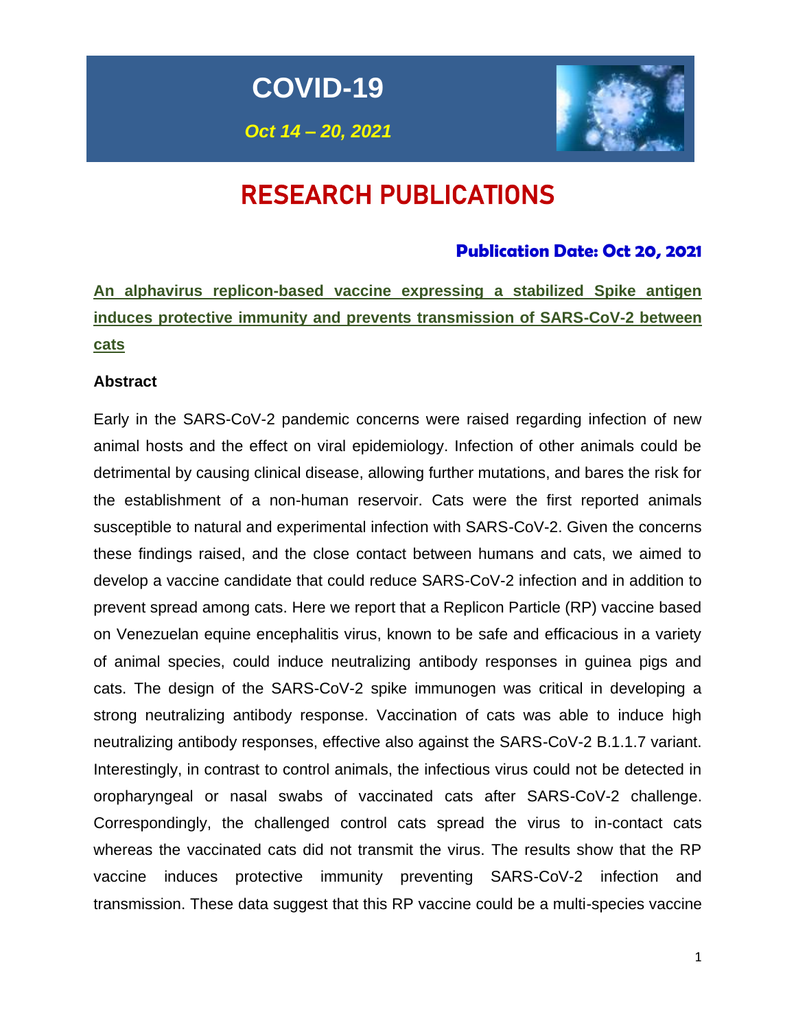# COVID-19

*Oct 14 – 20, 2021*

# RESEARCH PUBLICATIONS

### Publication Date: Oct 20, 2021

## An alphavirus replicon-based vaccine expressing a stabilized Spike antigen induces protective immunity and prevents transmission of SARS-CoV-2 between cats

**Abstract**

Early in the SARS-CoV-2 pandemic concerns were raised regarding infection of new animal hosts and the effect on viral epidemiology. Infection of other animals could be detrimental by causing clinical disease, allowing further mutations, and bares the risk for the establishment of a non-human reservoir. Cats were the first reported animals susceptible to natural and experimental infection with SARS-CoV-2. Given the concerns these findings raised, and the close contact between humans and cats, we aimed to develop a vaccine candidate that could reduce SARS-CoV-2 infection and in addition to prevent spread among cats. Here we report that a Replicon Particle (RP) vaccine based on Venezuelan equine encephalitis virus, known to be safe and efficacious in a variety of animal species, could induce neutralizing antibody responses in guinea pigs and cats. The design of the SARS-CoV-2 spike immunogen was critical in developing a strong neutralizing antibody response. Vaccination of cats was able to induce high neutralizing antibody responses, effective also against the SARS-CoV-2 B.1.1.7 variant. Interestingly, in contrast to control animals, the infectious virus could not be detected in oropharyngeal or nasal swabs of vaccinated cats after SARS-CoV-2 challenge. Correspondingly, the challenged control cats spread the virus to in-contact cats whereas the vaccinated cats did not transmit the virus. The results show that the RP vaccine induces protective immunity preventing SARS-CoV-2 infection and transmission. These data suggest that this RP vaccine could be a multi-species vaccine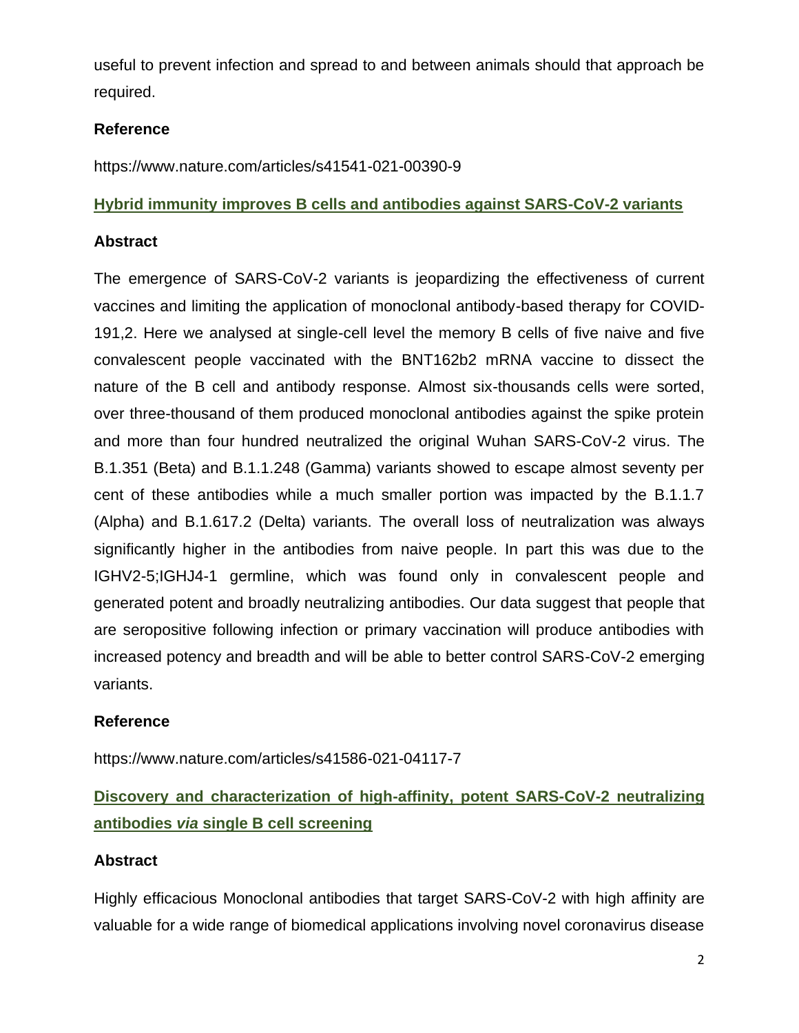useful to prevent infection and spread to and between animals should that approach be required.

**Reference**

https://www.nature.com/articles/s41541-021-00390-9

## Hybrid immunity improves B cells and antibodies against SARS-CoV-2 variants

**Abstract**

The emergence of SARS-CoV-2 variants is jeopardizing the effectiveness of current vaccines and limiting the application of monoclonal antibody-based therapy for COVID-19[1,2]. Here we analysed at single-cell level the memory B cells of five naive and five convalescent people vaccinated with the BNT162b2 mRNA vaccine to dissect the nature of the B cell and antibody response. Almost six-thousands cells were sorted, over three-thousand of them produced monoclonal antibodies against the spike protein and more than four hundred neutralized the original Wuhan SARS-CoV-2 virus. The B.1.351 (Beta) and B.1.1.248 (Gamma) variants showed to escape almost seventy per cent of these antibodies while a much smaller portion was impacted by the B.1.1.7 (Alpha) and B.1.617.2 (Delta) variants. The overall loss of neutralization was always significantly higher in the antibodies from naive people. In part this was due to the IGHV2-5;IGHJ4-1 germline, which was found only in convalescent people and generated potent and broadly neutralizing antibodies. Our data suggest that people that are seropositive following infection or primary vaccination will produce antibodies with increased potency and breadth and will be able to better control SARS-CoV-2 emerging variants.

**Reference**

https://www.nature.com/articles/s41586-021-04117-7

## Discovery and characterization of high-affinity, potent SARS-CoV-2 neutralizing antibodies *via* single B cell screening

**Abstract**

Highly efficacious Monoclonal antibodies that target SARS-CoV-2 with high affinity are valuable for a wide range of biomedical applications involving novel coronavirus disease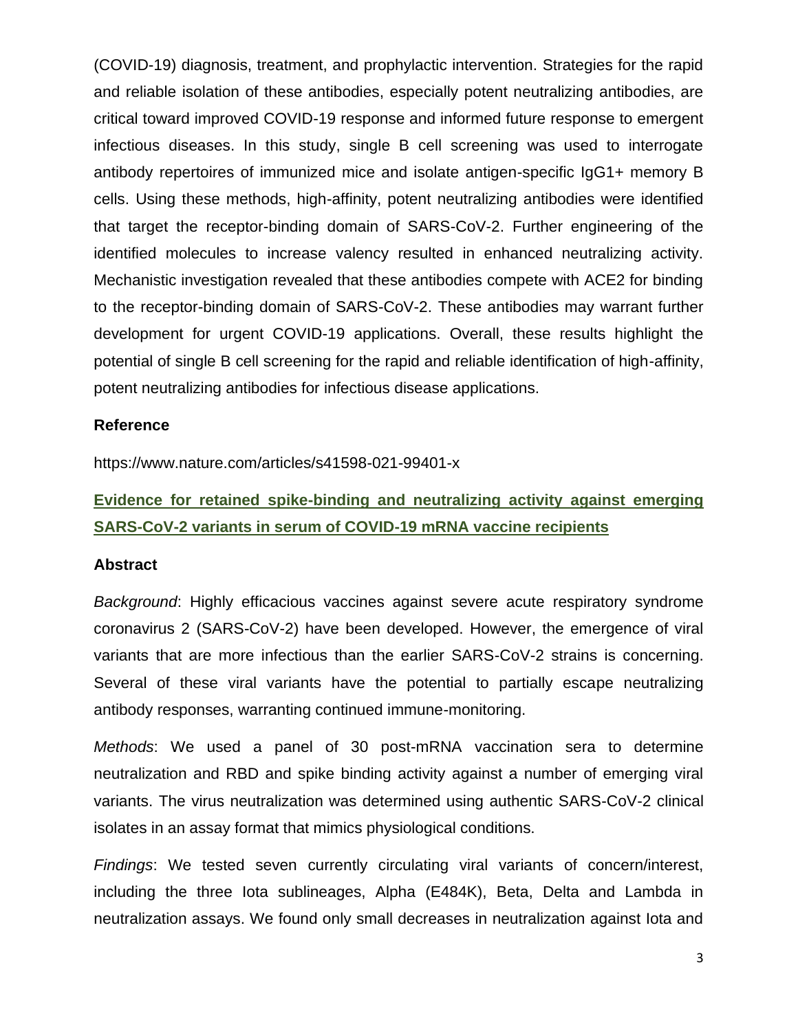(COVID-19) diagnosis, treatment, and prophylactic intervention. Strategies for the rapid and reliable isolation of these antibodies, especially potent neutralizing antibodies, are critical toward improved COVID-19 response and informed future response to emergent infectious diseases. In this study, single B cell screening was used to interrogate antibody repertoires of immunized mice and isolate antigen-specific IgG1+ memory B cells. Using these methods, high-affinity, potent neutralizing antibodies were identified that target the receptor-binding domain of SARS-CoV-2. Further engineering of the identified molecules to increase valency resulted in enhanced neutralizing activity. Mechanistic investigation revealed that these antibodies compete with ACE2 for binding to the receptor-binding domain of SARS-CoV-2. These antibodies may warrant further development for urgent COVID-19 applications. Overall, these results highlight the potential of single B cell screening for the rapid and reliable identification of high-affinity, potent neutralizing antibodies for infectious disease applications.

**Reference**

https://www.nature.com/articles/s41598-021-99401-x

## Evidence for retained spike-binding and neutralizing activity against emerging SARS-CoV-2 variants in serum of COVID-19 mRNA vaccine recipients

**Abstract**

*Background*: Highly efficacious vaccines against severe acute respiratory syndrome coronavirus 2 (SARS-CoV-2) have been developed. However, the emergence of viral variants that are more infectious than the earlier SARS-CoV-2 strains is concerning. Several of these viral variants have the potential to partially escape neutralizing antibody responses, warranting continued immune-monitoring.

*Methods*: We used a panel of 30 post-mRNA vaccination sera to determine neutralization and RBD and spike binding activity against a number of emerging viral variants. The virus neutralization was determined using authentic SARS-CoV-2 clinical isolates in an assay format that mimics physiological conditions.

*Findings*: We tested seven currently circulating viral variants of concern/interest, including the three Iota sublineages, Alpha (E484K), Beta, Delta and Lambda in neutralization assays. We found only small decreases in neutralization against Iota and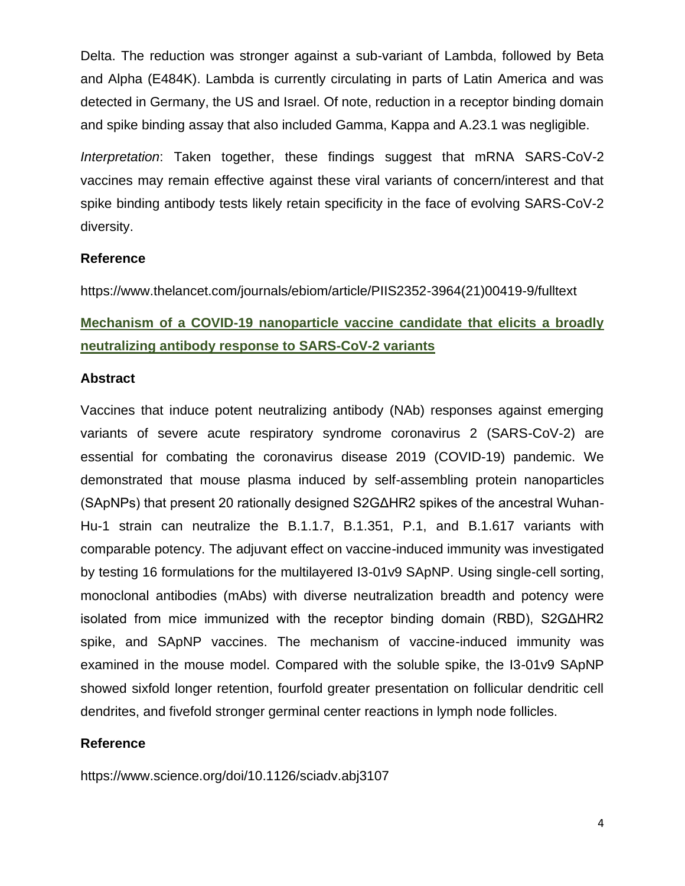Delta. The reduction was stronger against a sub-variant of Lambda, followed by Beta and Alpha (E484K). Lambda is currently circulating in parts of Latin America and was detected in Germany, the US and Israel. Of note, reduction in a receptor binding domain and spike binding assay that also included Gamma, Kappa and A.23.1 was negligible.

*Interpretation*: Taken together, these findings suggest that mRNA SARS-CoV-2 vaccines may remain effective against these viral variants of concern/interest and that spike binding antibody tests likely retain specificity in the face of evolving SARS-CoV-2 diversity.

**Reference**

https://www.thelancet.com/journals/ebiom/article/PIIS2352-3964(21)00419-9/fulltext

## Mechanism of a COVID-19 nanoparticle vaccine candidate that elicits a broadly neutralizing antibody response to SARS-CoV-2 variants

**Abstract**

Vaccines that induce potent neutralizing antibody (NAb) responses against emerging variants of severe acute respiratory syndrome coronavirus 2 (SARS-CoV-2) are essential for combating the coronavirus disease 2019 (COVID-19) pandemic. We demonstrated that mouse plasma induced by self-assembling protein nanoparticles (SApNPs) that present 20 rationally designed S2GΔHR2 spikes of the ancestral Wuhan-Hu-1 strain can neutralize the B.1.1.7, B.1.351, P.1, and B.1.617 variants with comparable potency. The adjuvant effect on vaccine-induced immunity was investigated by testing 16 formulations for the multilayered I3-01v9 SApNP. Using single-cell sorting, monoclonal antibodies (mAbs) with diverse neutralization breadth and potency were isolated from mice immunized with the receptor binding domain (RBD), S2GΔHR2 spike, and SApNP vaccines. The mechanism of vaccine-induced immunity was examined in the mouse model. Compared with the soluble spike, the I3-01v9 SApNP showed sixfold longer retention, fourfold greater presentation on follicular dendritic cell dendrites, and fivefold stronger germinal center reactions in lymph node follicles.

**Reference**

https://www.science.org/doi/10.1126/sciadv.abj3107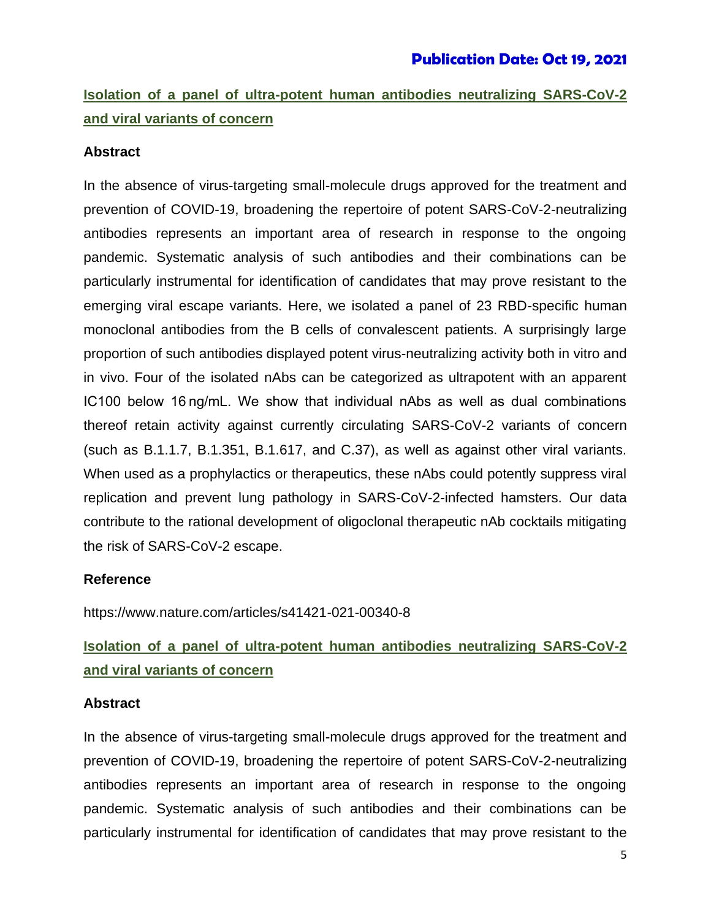**Publication Date: Oct 19, 2021**

## Isolation of a panel of ultra-potent human antibodies neutralizing SARS-CoV-2 and viral variants of concern

### Abstract

In the absence of virus-targeting small-molecule drugs approved for the treatment and prevention of COVID-19, broadening the repertoire of potent SARS-CoV-2-neutralizing antibodies represents an important area of research in response to the ongoing pandemic. Systematic analysis of such antibodies and their combinations can be particularly instrumental for identification of candidates that may prove resistant to the emerging viral escape variants. Here, we isolated a panel of 23 RBD-specific human monoclonal antibodies from the B cells of convalescent patients. A surprisingly large proportion of such antibodies displayed potent virus-neutralizing activity both in vitro and in vivo. Four of the isolated nAbs can be categorized as ultrapotent with an apparent IC100 below 16 ng/mL. We show that individual nAbs as well as dual combinations thereof retain activity against currently circulating SARS-CoV-2 variants of concern (such as B.1.1.7, B.1.351, B.1.617, and C.37), as well as against other viral variants. When used as a prophylactics or therapeutics, these nAbs could potently suppress viral replication and prevent lung pathology in SARS-CoV-2-infected hamsters. Our data contribute to the rational development of oligoclonal therapeutic nAb cocktails mitigating the risk of SARS-CoV-2 escape.

### Reference

https://www.nature.com/articles/s41421-021-00340-8

## Isolation of a panel of ultra-potent human antibodies neutralizing SARS-CoV-2 and viral variants of concern

### Abstract

In the absence of virus-targeting small-molecule drugs approved for the treatment and prevention of COVID-19, broadening the repertoire of potent SARS-CoV-2-neutralizing antibodies represents an important area of research in response to the ongoing pandemic. Systematic analysis of such antibodies and their combinations can be particularly instrumental for identification of candidates that may prove resistant to the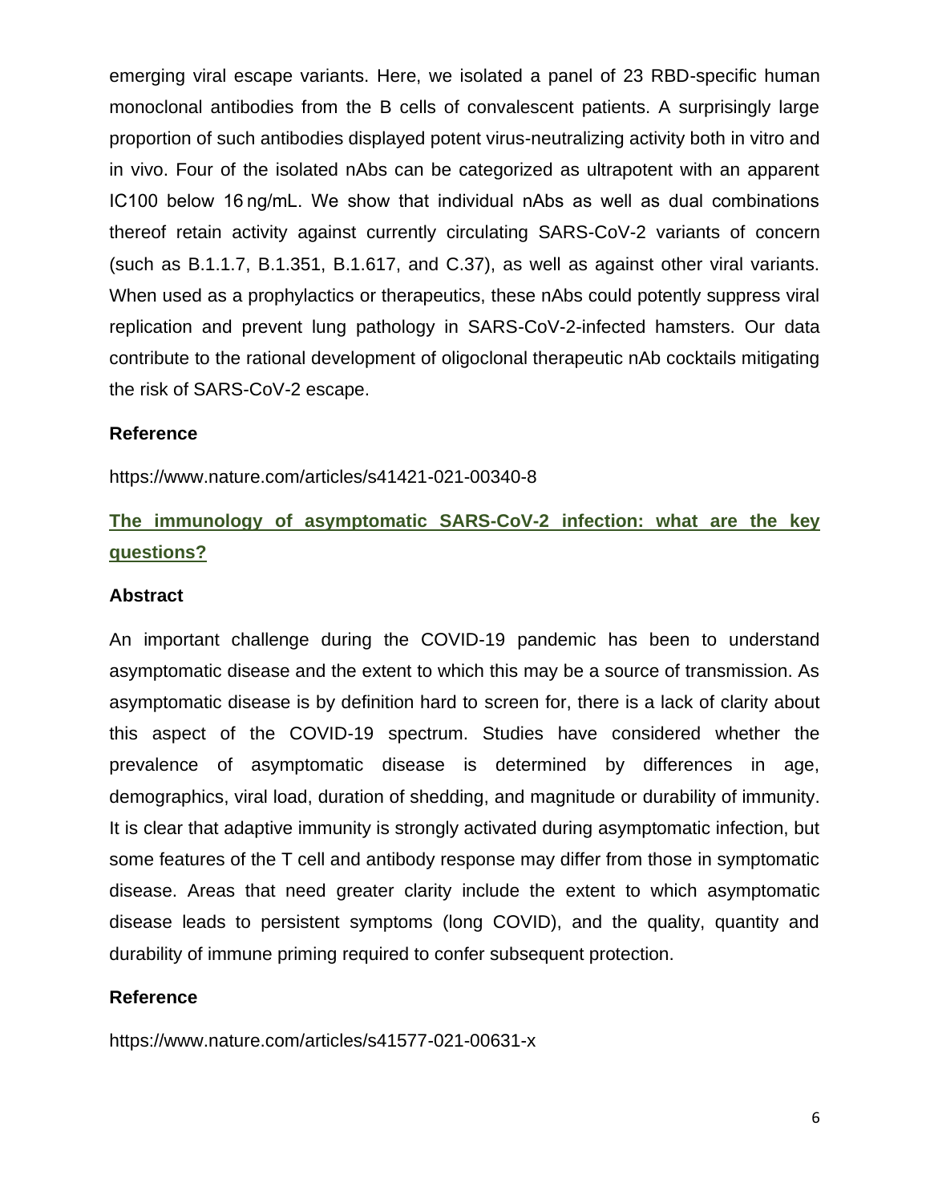emerging viral escape variants. Here, we isolated a panel of 23 RBD-specific human monoclonal antibodies from the B cells of convalescent patients. A surprisingly large proportion of such antibodies displayed potent virus-neutralizing activity both in vitro and in vivo. Four of the isolated nAbs can be categorized as ultrapotent with an apparent IC100 below 16 ng/mL. We show that individual nAbs as well as dual combinations thereof retain activity against currently circulating SARS-CoV-2 variants of concern (such as B.1.1.7, B.1.351, B.1.617, and C.37), as well as against other viral variants. When used as a prophylactics or therapeutics, these nAbs could potently suppress viral replication and prevent lung pathology in SARS-CoV-2-infected hamsters. Our data contribute to the rational development of oligoclonal therapeutic nAb cocktails mitigating the risk of SARS-CoV-2 escape.

**Reference**

https://www.nature.com/articles/s41421-021-00340-8

## The immunology of asymptomatic SARS-CoV-2 infection: what are the key questions?

**Abstract**

An important challenge during the COVID-19 pandemic has been to understand asymptomatic disease and the extent to which this may be a source of transmission. As asymptomatic disease is by definition hard to screen for, there is a lack of clarity about this aspect of the COVID-19 spectrum. Studies have considered whether the prevalence of asymptomatic disease is determined by differences in age, demographics, viral load, duration of shedding, and magnitude or durability of immunity. It is clear that adaptive immunity is strongly activated during asymptomatic infection, but some features of the T cell and antibody response may differ from those in symptomatic disease. Areas that need greater clarity include the extent to which asymptomatic disease leads to persistent symptoms (long COVID), and the quality, quantity and durability of immune priming required to confer subsequent protection.

**Reference**

https://www.nature.com/articles/s41577-021-00631-x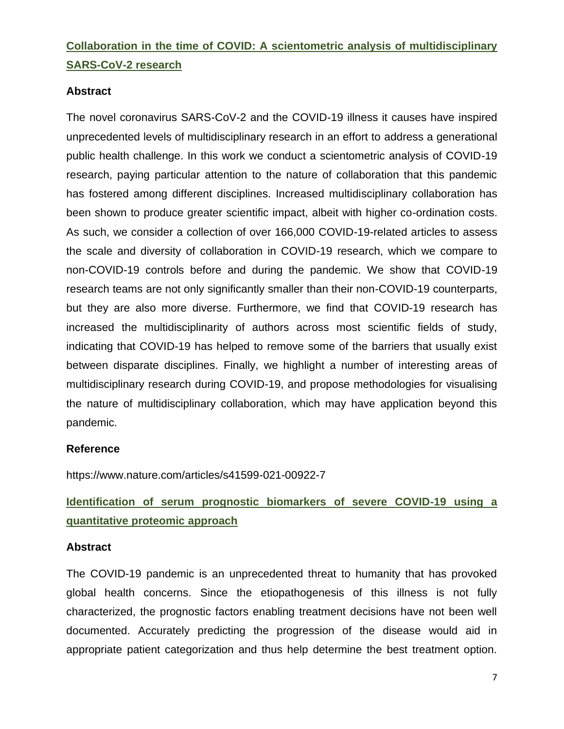## [Collaboration in the time of COVID: A scientometric analysis of multidisciplinary SARS-CoV-2 research](https://www.nature.com/articles/s41599-021-00922-7)

### Abstract

The novel coronavirus SARS-CoV-2 and the COVID-19 illness it causes have inspired unprecedented levels of multidisciplinary research in an effort to address a generational public health challenge. In this work we conduct a scientometric analysis of COVID-19 research, paying particular attention to the nature of collaboration that this pandemic has fostered among different disciplines. Increased multidisciplinary collaboration has been shown to produce greater scientific impact, albeit with higher co-ordination costs. As such, we consider a collection of over 166,000 COVID-19-related articles to assess the scale and diversity of collaboration in COVID-19 research, which we compare to non-COVID-19 controls before and during the pandemic. We show that COVID-19 research teams are not only significantly smaller than their non-COVID-19 counterparts, but they are also more diverse. Furthermore, we find that COVID-19 research has increased the multidisciplinarity of authors across most scientific fields of study, indicating that COVID-19 has helped to remove some of the barriers that usually exist between disparate disciplines. Finally, we highlight a number of interesting areas of multidisciplinary research during COVID-19, and propose methodologies for visualising the nature of multidisciplinary collaboration, which may have application beyond this pandemic.

### Reference

https://www.nature.com/articles/s41599-021-00922-7

## Identification of serum prognostic biomarkers of severe COVID-19 using a quantitative proteomic approach

### Abstract

The COVID-19 pandemic is an unprecedented threat to humanity that has provoked global health concerns. Since the etiopathogenesis of this illness is not fully characterized, the prognostic factors enabling treatment decisions have not been well documented. Accurately predicting the progression of the disease would aid in appropriate patient categorization and thus help determine the best treatment option.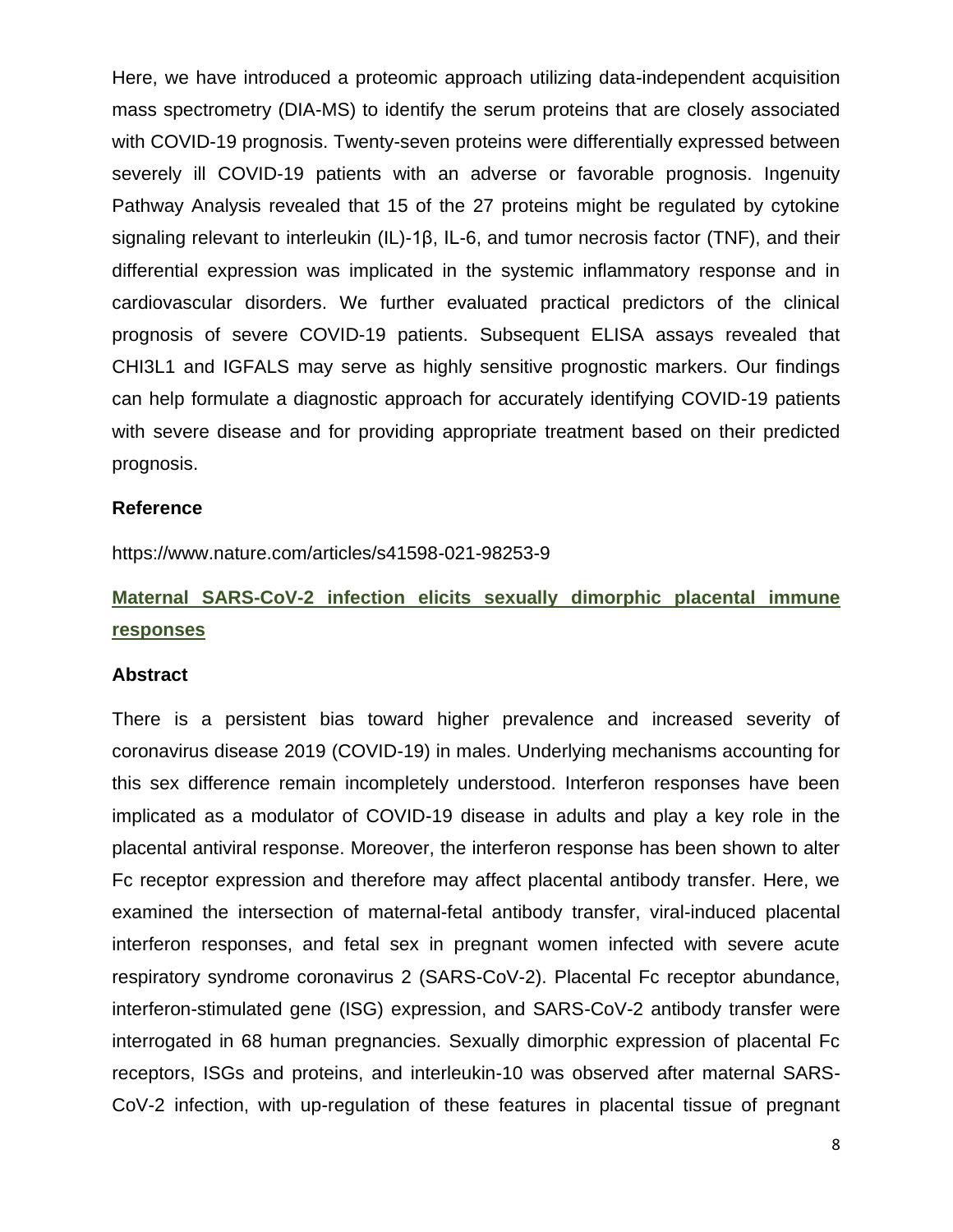Here, we have introduced a proteomic approach utilizing data-independent acquisition mass spectrometry (DIA-MS) to identify the serum proteins that are closely associated with COVID-19 prognosis. Twenty-seven proteins were differentially expressed between severely ill COVID-19 patients with an adverse or favorable prognosis. Ingenuity Pathway Analysis revealed that 15 of the 27 proteins might be regulated by cytokine signaling relevant to interleukin (IL)-1β, IL-6, and tumor necrosis factor (TNF), and their differential expression was implicated in the systemic inflammatory response and in cardiovascular disorders. We further evaluated practical predictors of the clinical prognosis of severe COVID-19 patients. Subsequent ELISA assays revealed that CHI3L1 and IGFALS may serve as highly sensitive prognostic markers. Our findings can help formulate a diagnostic approach for accurately identifying COVID-19 patients with severe disease and for providing appropriate treatment based on their predicted prognosis.

**Reference**

https://www.nature.com/articles/s41598-021-98253-9

## Maternal SARS-CoV-2 infection elicits sexually dimorphic placental immune responses

**Abstract**

There is a persistent bias toward higher prevalence and increased severity of coronavirus disease 2019 (COVID-19) in males. Underlying mechanisms accounting for this sex difference remain incompletely understood. Interferon responses have been implicated as a modulator of COVID-19 disease in adults and play a key role in the placental antiviral response. Moreover, the interferon response has been shown to alter Fc receptor expression and therefore may affect placental antibody transfer. Here, we examined the intersection of maternal-fetal antibody transfer, viral-induced placental interferon responses, and fetal sex in pregnant women infected with severe acute respiratory syndrome coronavirus 2 (SARS-CoV-2). Placental Fc receptor abundance, interferon-stimulated gene (ISG) expression, and SARS-CoV-2 antibody transfer were interrogated in 68 human pregnancies. Sexually dimorphic expression of placental Fc receptors, ISGs and proteins, and interleukin-10 was observed after maternal SARS-CoV-2 infection, with up-regulation of these features in placental tissue of pregnant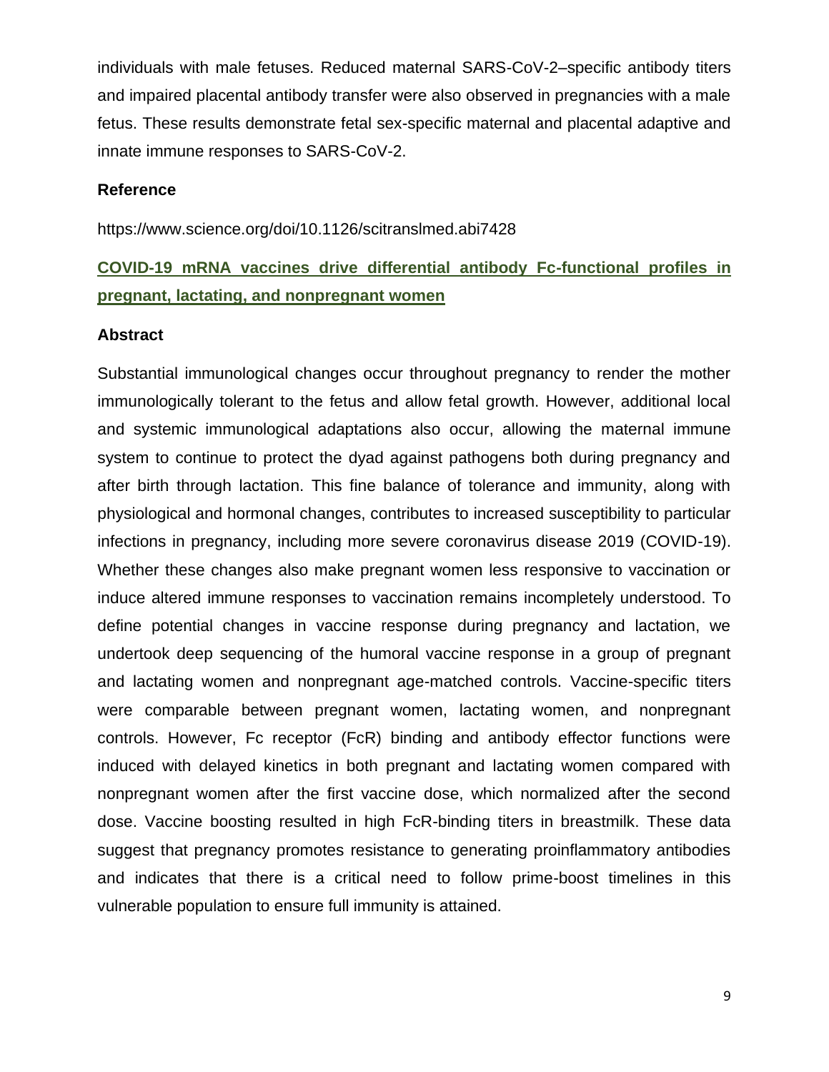individuals with male fetuses. Reduced maternal SARS-CoV-2–specific antibody titers and impaired placental antibody transfer were also observed in pregnancies with a male fetus. These results demonstrate fetal sex-specific maternal and placental adaptive and innate immune responses to SARS-CoV-2.

**Reference**

https://www.science.org/doi/10.1126/scitranslmed.abi7428

## COVID-19 mRNA vaccines drive differential antibody Fc-functional profiles in pregnant, lactating, and nonpregnant women

**Abstract**

Substantial immunological changes occur throughout pregnancy to render the mother immunologically tolerant to the fetus and allow fetal growth. However, additional local and systemic immunological adaptations also occur, allowing the maternal immune system to continue to protect the dyad against pathogens both during pregnancy and after birth through lactation. This fine balance of tolerance and immunity, along with physiological and hormonal changes, contributes to increased susceptibility to particular infections in pregnancy, including more severe coronavirus disease 2019 (COVID-19). Whether these changes also make pregnant women less responsive to vaccination or induce altered immune responses to vaccination remains incompletely understood. To define potential changes in vaccine response during pregnancy and lactation, we undertook deep sequencing of the humoral vaccine response in a group of pregnant and lactating women and nonpregnant age-matched controls. Vaccine-specific titers were comparable between pregnant women, lactating women, and nonpregnant controls. However, Fc receptor (FcR) binding and antibody effector functions were induced with delayed kinetics in both pregnant and lactating women compared with nonpregnant women after the first vaccine dose, which normalized after the second dose. Vaccine boosting resulted in high FcR-binding titers in breastmilk. These data suggest that pregnancy promotes resistance to generating proinflammatory antibodies and indicates that there is a critical need to follow prime-boost timelines in this vulnerable population to ensure full immunity is attained.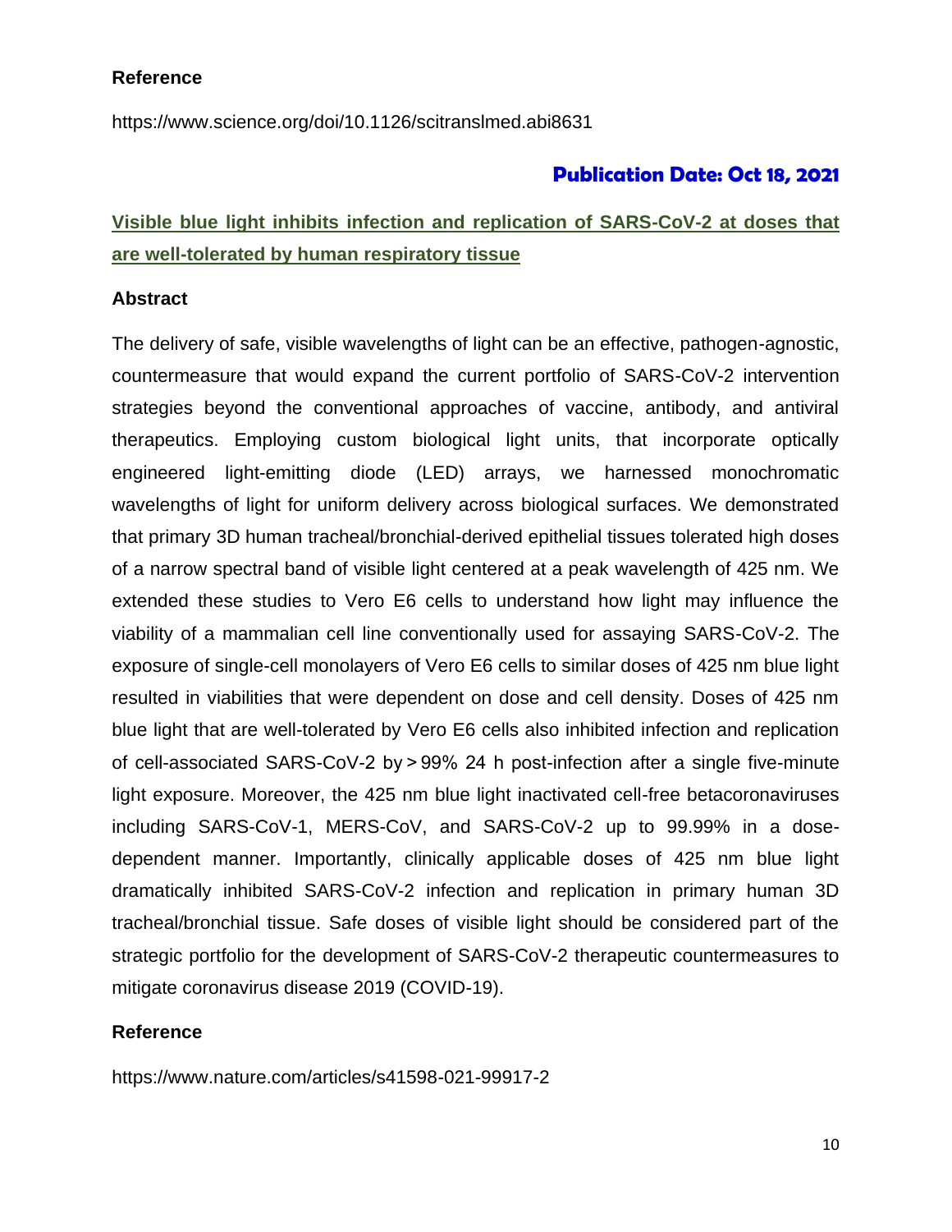**Reference**

https://www.science.org/doi/10.1126/scitranslmed.abi8631

**Publication Date: Oct 18, 2021**

## Visible blue light inhibits infection and replication of SARS-CoV-2 at doses that are well-tolerated by human respiratory tissue

**Abstract**

The delivery of safe, visible wavelengths of light can be an effective, pathogen-agnostic, countermeasure that would expand the current portfolio of SARS-CoV-2 intervention strategies beyond the conventional approaches of vaccine, antibody, and antiviral therapeutics. Employing custom biological light units, that incorporate optically engineered light-emitting diode (LED) arrays, we harnessed monochromatic wavelengths of light for uniform delivery across biological surfaces. We demonstrated that primary 3D human tracheal/bronchial-derived epithelial tissues tolerated high doses of a narrow spectral band of visible light centered at a peak wavelength of 425 nm. We extended these studies to Vero E6 cells to understand how light may influence the viability of a mammalian cell line conventionally used for assaying SARS-CoV-2. The exposure of single-cell monolayers of Vero E6 cells to similar doses of 425 nm blue light resulted in viabilities that were dependent on dose and cell density. Doses of 425 nm blue light that are well-tolerated by Vero E6 cells also inhibited infection and replication of cell-associated SARS-CoV-2 by > 99% 24 h post-infection after a single five-minute light exposure. Moreover, the 425 nm blue light inactivated cell-free betacoronaviruses including SARS-CoV-1, MERS-CoV, and SARS-CoV-2 up to 99.99% in a dose-dependent manner. Importantly, clinically applicable doses of 425 nm blue light dramatically inhibited SARS-CoV-2 infection and replication in primary human 3D tracheal/bronchial tissue. Safe doses of visible light should be considered part of the strategic portfolio for the development of SARS-CoV-2 therapeutic countermeasures to mitigate coronavirus disease 2019 (COVID-19).

**Reference**

https://www.nature.com/articles/s41598-021-99917-2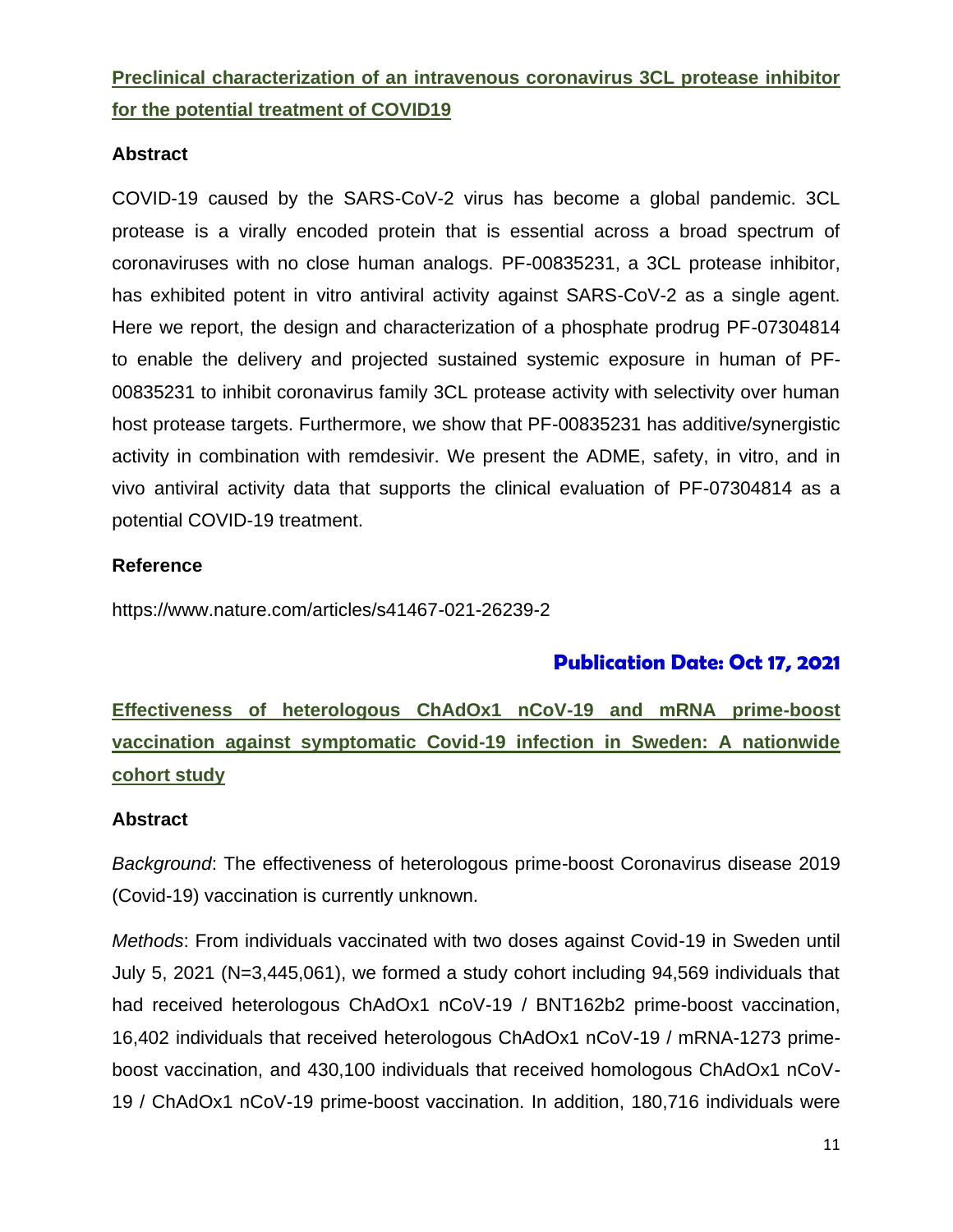## Preclinical characterization of an intravenous coronavirus 3CL protease inhibitor for the potential treatment of COVID19

### Abstract

COVID-19 caused by the SARS-CoV-2 virus has become a global pandemic. 3CL protease is a virally encoded protein that is essential across a broad spectrum of coronaviruses with no close human analogs. PF-00835231, a 3CL protease inhibitor, has exhibited potent in vitro antiviral activity against SARS-CoV-2 as a single agent. Here we report, the design and characterization of a phosphate prodrug PF-07304814 to enable the delivery and projected sustained systemic exposure in human of PF-00835231 to inhibit coronavirus family 3CL protease activity with selectivity over human host protease targets. Furthermore, we show that PF-00835231 has additive/synergistic activity in combination with remdesivir. We present the ADME, safety, in vitro, and in vivo antiviral activity data that supports the clinical evaluation of PF-07304814 as a potential COVID-19 treatment.

### Reference

https://www.nature.com/articles/s41467-021-26239-2

**Publication Date: Oct 17, 2021**

## Effectiveness of heterologous ChAdOx1 nCoV-19 and mRNA prime-boost vaccination against symptomatic Covid-19 infection in Sweden: A nationwide cohort study

### Abstract

*Background*: The effectiveness of heterologous prime-boost Coronavirus disease 2019 (Covid-19) vaccination is currently unknown.

*Methods*: From individuals vaccinated with two doses against Covid-19 in Sweden until July 5, 2021 (N=3,445,061), we formed a study cohort including 94,569 individuals that had received heterologous ChAdOx1 nCoV-19 / BNT162b2 prime-boost vaccination, 16,402 individuals that received heterologous ChAdOx1 nCoV-19 / mRNA-1273 prime-boost vaccination, and 430,100 individuals that received homologous ChAdOx1 nCoV-19 / ChAdOx1 nCoV-19 prime-boost vaccination. In addition, 180,716 individuals were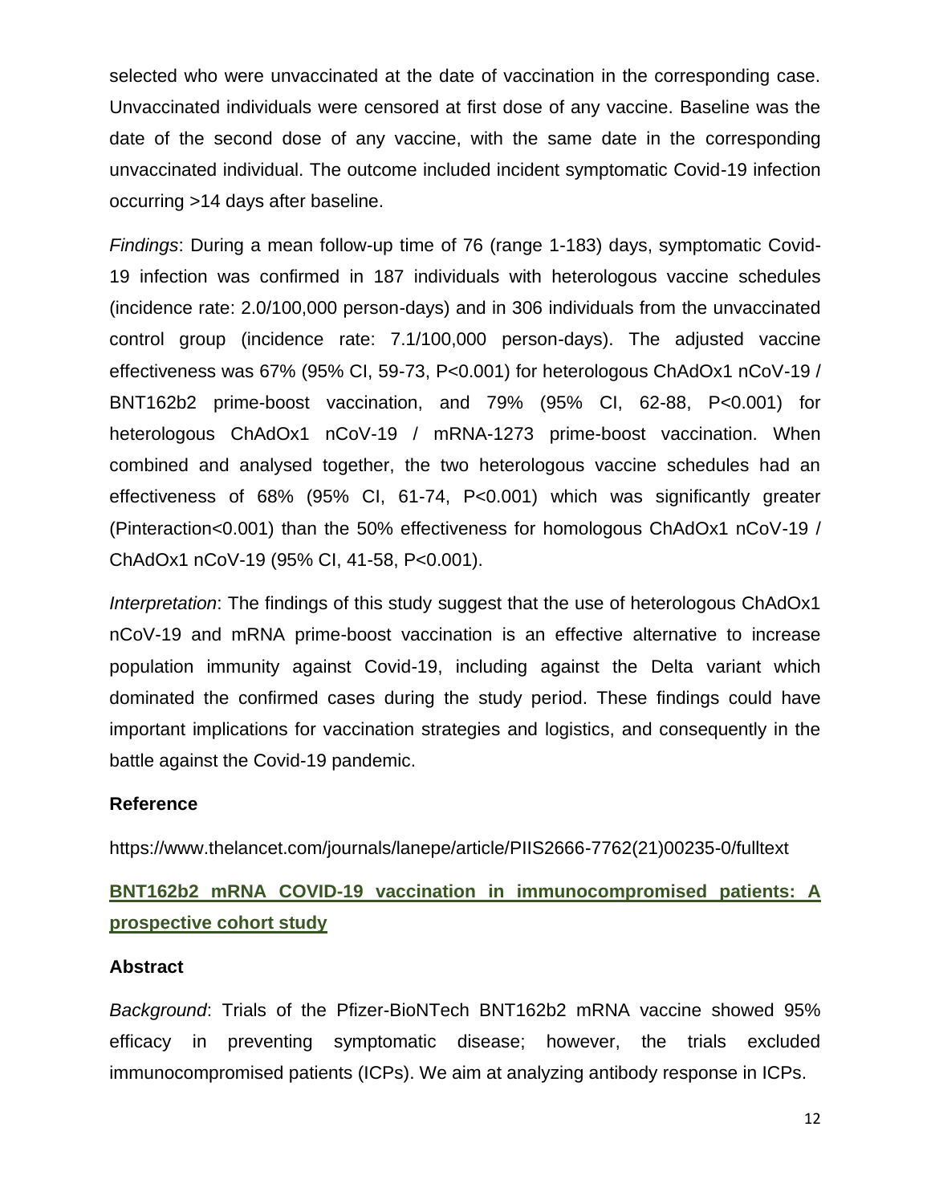selected who were unvaccinated at the date of vaccination in the corresponding case. Unvaccinated individuals were censored at first dose of any vaccine. Baseline was the date of the second dose of any vaccine, with the same date in the corresponding unvaccinated individual. The outcome included incident symptomatic Covid-19 infection occurring >14 days after baseline.

*Findings*: During a mean follow-up time of 76 (range 1-183) days, symptomatic Covid-19 infection was confirmed in 187 individuals with heterologous vaccine schedules (incidence rate: 2.0/100,000 person-days) and in 306 individuals from the unvaccinated control group (incidence rate: 7.1/100,000 person-days). The adjusted vaccine effectiveness was 67% (95% CI, 59-73, P<0.001) for heterologous ChAdOx1 nCoV-19 / BNT162b2 prime-boost vaccination, and 79% (95% CI, 62-88, P<0.001) for heterologous ChAdOx1 nCoV-19 / mRNA-1273 prime-boost vaccination. When combined and analysed together, the two heterologous vaccine schedules had an effectiveness of 68% (95% CI, 61-74, P<0.001) which was significantly greater (Pinteraction<0.001) than the 50% effectiveness for homologous ChAdOx1 nCoV-19 / ChAdOx1 nCoV-19 (95% CI, 41-58, P<0.001).

*Interpretation*: The findings of this study suggest that the use of heterologous ChAdOx1 nCoV-19 and mRNA prime-boost vaccination is an effective alternative to increase population immunity against Covid-19, including against the Delta variant which dominated the confirmed cases during the study period. These findings could have important implications for vaccination strategies and logistics, and consequently in the battle against the Covid-19 pandemic.

**Reference**

https://www.thelancet.com/journals/lanepe/article/PIIS2666-7762(21)00235-0/fulltext

## BNT162b2 mRNA COVID-19 vaccination in immunocompromised patients: A prospective cohort study

**Abstract**

*Background*: Trials of the Pfizer-BioNTech BNT162b2 mRNA vaccine showed 95% efficacy in preventing symptomatic disease; however, the trials excluded immunocompromised patients (ICPs). We aim at analyzing antibody response in ICPs.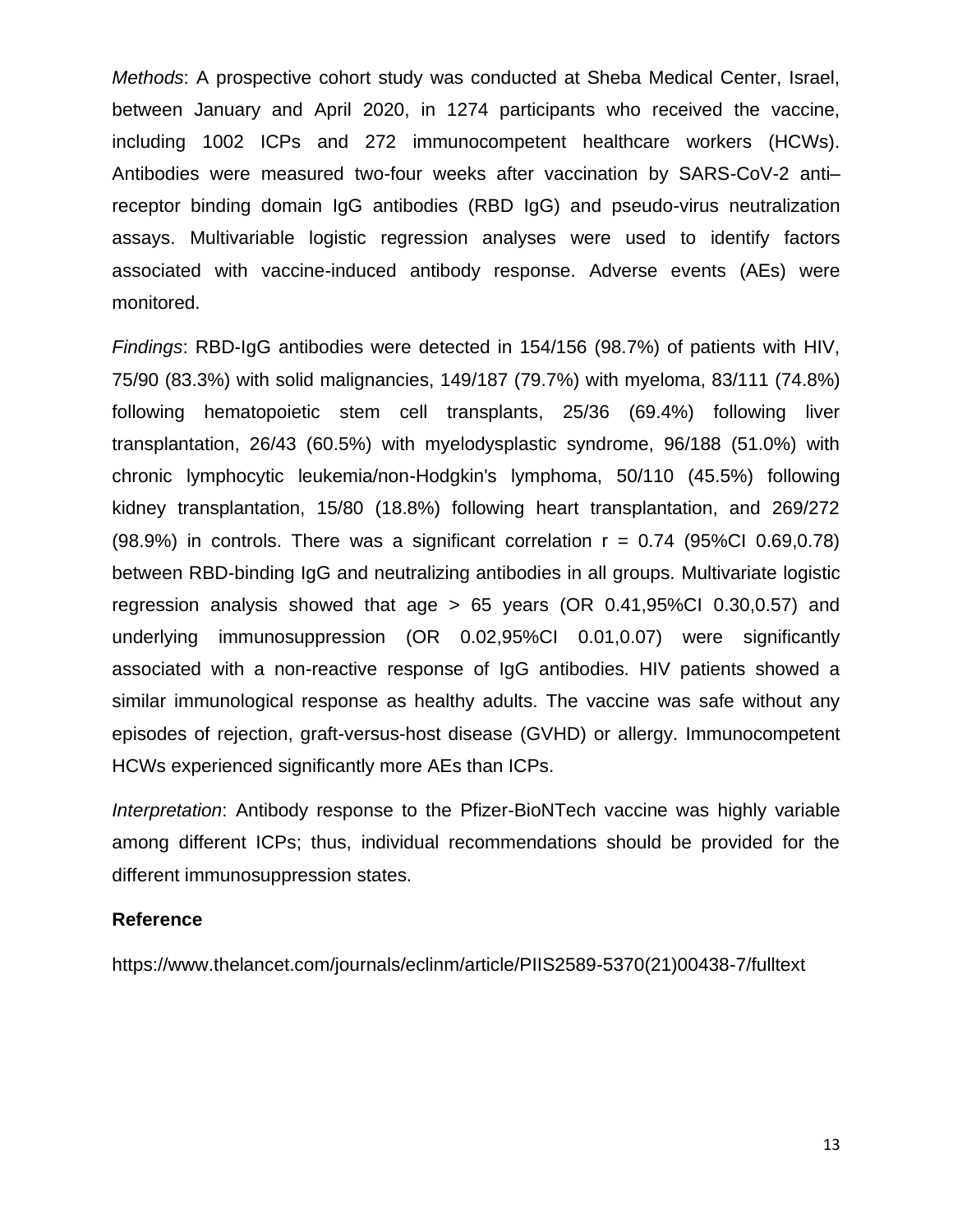*Methods*: A prospective cohort study was conducted at Sheba Medical Center, Israel, between January and April 2020, in 1274 participants who received the vaccine, including 1002 ICPs and 272 immunocompetent healthcare workers (HCWs). Antibodies were measured two-four weeks after vaccination by SARS-CoV-2 anti–receptor binding domain IgG antibodies (RBD IgG) and pseudo-virus neutralization assays. Multivariable logistic regression analyses were used to identify factors associated with vaccine-induced antibody response. Adverse events (AEs) were monitored.

*Findings*: RBD-IgG antibodies were detected in 154/156 (98.7%) of patients with HIV, 75/90 (83.3%) with solid malignancies, 149/187 (79.7%) with myeloma, 83/111 (74.8%) following hematopoietic stem cell transplants, 25/36 (69.4%) following liver transplantation, 26/43 (60.5%) with myelodysplastic syndrome, 96/188 (51.0%) with chronic lymphocytic leukemia/non-Hodgkin's lymphoma, 50/110 (45.5%) following kidney transplantation, 15/80 (18.8%) following heart transplantation, and 269/272 (98.9%) in controls. There was a significant correlation $r = 0.74$ (95%CI 0.69,0.78) between RBD-binding IgG and neutralizing antibodies in all groups. Multivariate logistic regression analysis showed that age $> 65$ years (OR 0.41,95%CI 0.30,0.57) and underlying immunosuppression (OR 0.02,95%CI 0.01,0.07) were significantly associated with a non-reactive response of IgG antibodies. HIV patients showed a similar immunological response as healthy adults. The vaccine was safe without any episodes of rejection, graft-versus-host disease (GVHD) or allergy. Immunocompetent HCWs experienced significantly more AEs than ICPs.

*Interpretation*: Antibody response to the Pfizer-BioNTech vaccine was highly variable among different ICPs; thus, individual recommendations should be provided for the different immunosuppression states.

**Reference**

https://www.thelancet.com/journals/eclinm/article/PIIS2589-5370(21)00438-7/fulltext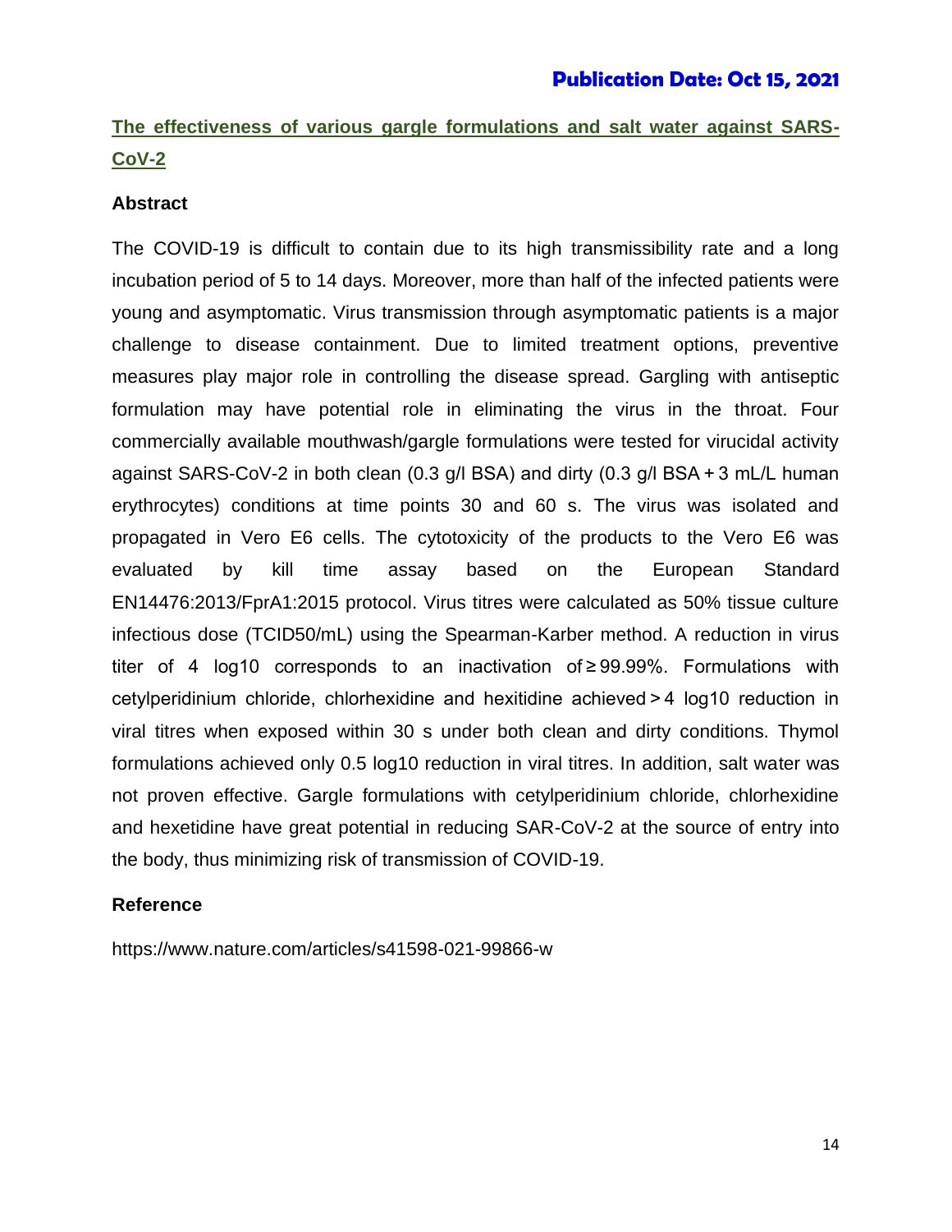**Publication Date: Oct 15, 2021**

## The effectiveness of various gargle formulations and salt water against SARS-CoV-2

### Abstract

The COVID-19 is difficult to contain due to its high transmissibility rate and a long incubation period of 5 to 14 days. Moreover, more than half of the infected patients were young and asymptomatic. Virus transmission through asymptomatic patients is a major challenge to disease containment. Due to limited treatment options, preventive measures play major role in controlling the disease spread. Gargling with antiseptic formulation may have potential role in eliminating the virus in the throat. Four commercially available mouthwash/gargle formulations were tested for virucidal activity against SARS-CoV-2 in both clean (0.3 g/l BSA) and dirty (0.3 g/l BSA + 3 mL/L human erythrocytes) conditions at time points 30 and 60 s. The virus was isolated and propagated in Vero E6 cells. The cytotoxicity of the products to the Vero E6 was evaluated by kill time assay based on the European Standard EN14476:2013/FprA1:2015 protocol. Virus titres were calculated as 50% tissue culture infectious dose (TCID50/mL) using the Spearman-Karber method. A reduction in virus titer of 4 log10 corresponds to an inactivation of ≥ 99.99%. Formulations with cetylperidinium chloride, chlorhexidine and hexitidine achieved > 4 log10 reduction in viral titres when exposed within 30 s under both clean and dirty conditions. Thymol formulations achieved only 0.5 log10 reduction in viral titres. In addition, salt water was not proven effective. Gargle formulations with cetylperidinium chloride, chlorhexidine and hexetidine have great potential in reducing SAR-CoV-2 at the source of entry into the body, thus minimizing risk of transmission of COVID-19.

### Reference

https://www.nature.com/articles/s41598-021-99866-w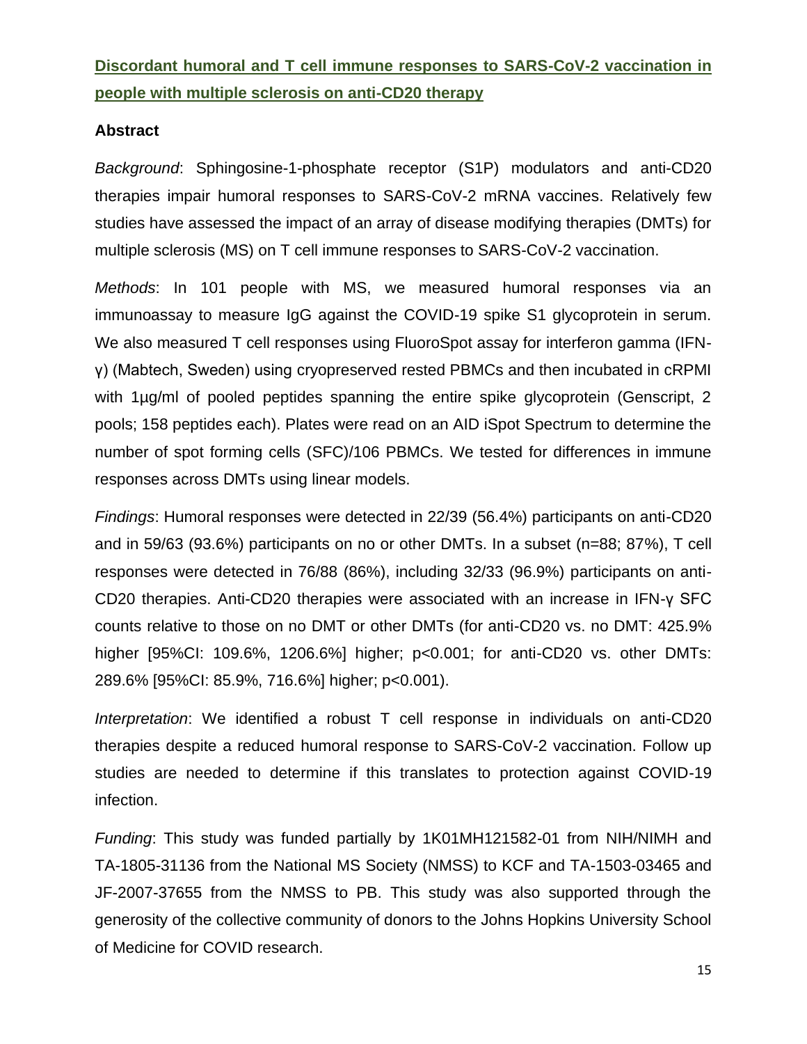# Discordant humoral and T cell immune responses to SARS-CoV-2 vaccination in people with multiple sclerosis on anti-CD20 therapy

## Abstract

*Background*: Sphingosine-1-phosphate receptor (S1P) modulators and anti-CD20 therapies impair humoral responses to SARS-CoV-2 mRNA vaccines. Relatively few studies have assessed the impact of an array of disease modifying therapies (DMTs) for multiple sclerosis (MS) on T cell immune responses to SARS-CoV-2 vaccination.

*Methods*: In 101 people with MS, we measured humoral responses via an immunoassay to measure IgG against the COVID-19 spike S1 glycoprotein in serum. We also measured T cell responses using FluoroSpot assay for interferon gamma (IFN-γ) (Mabtech, Sweden) using cryopreserved rested PBMCs and then incubated in cRPMI with 1µg/ml of pooled peptides spanning the entire spike glycoprotein (Genscript, 2 pools; 158 peptides each). Plates were read on an AID iSpot Spectrum to determine the number of spot forming cells (SFC)/106 PBMCs. We tested for differences in immune responses across DMTs using linear models.

*Findings*: Humoral responses were detected in 22/39 (56.4%) participants on anti-CD20 and in 59/63 (93.6%) participants on no or other DMTs. In a subset (n=88; 87%), T cell responses were detected in 76/88 (86%), including 32/33 (96.9%) participants on anti-CD20 therapies. Anti-CD20 therapies were associated with an increase in IFN-γ SFC counts relative to those on no DMT or other DMTs (for anti-CD20 vs. no DMT: 425.9% higher [95%CI: 109.6%, 1206.6%] higher; p<0.001; for anti-CD20 vs. other DMTs: 289.6% [95%CI: 85.9%, 716.6%] higher; p<0.001).

*Interpretation*: We identified a robust T cell response in individuals on anti-CD20 therapies despite a reduced humoral response to SARS-CoV-2 vaccination. Follow up studies are needed to determine if this translates to protection against COVID-19 infection.

*Funding*: This study was funded partially by 1K01MH121582-01 from NIH/NIMH and TA-1805-31136 from the National MS Society (NMSS) to KCF and TA-1503-03465 and JF-2007-37655 from the NMSS to PB. This study was also supported through the generosity of the collective community of donors to the Johns Hopkins University School of Medicine for COVID research.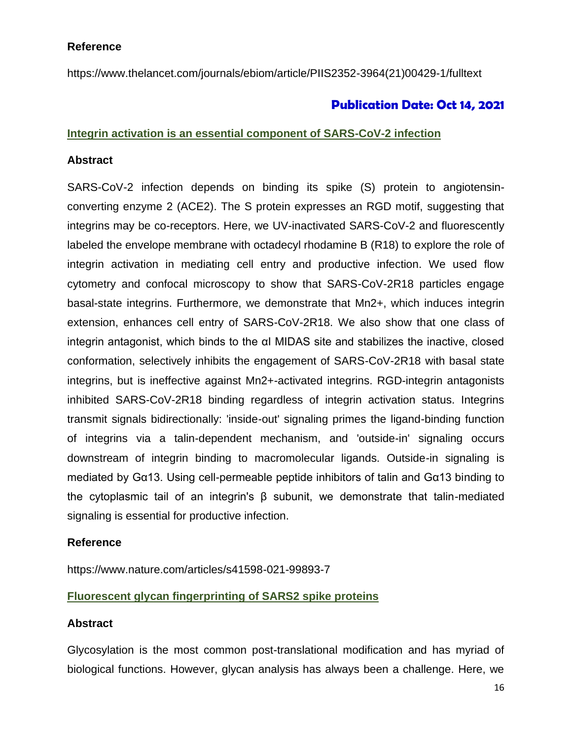### Reference

https://www.thelancet.com/journals/ebiom/article/PIIS2352-3964(21)00429-1/fulltext

## Publication Date: Oct 14, 2021

### Integrin activation is an essential component of SARS-CoV-2 infection

### Abstract

SARS-CoV-2 infection depends on binding its spike (S) protein to angiotensin-converting enzyme 2 (ACE2). The S protein expresses an RGD motif, suggesting that integrins may be co-receptors. Here, we UV-inactivated SARS-CoV-2 and fluorescently labeled the envelope membrane with octadecyl rhodamine B (R18) to explore the role of integrin activation in mediating cell entry and productive infection. We used flow cytometry and confocal microscopy to show that SARS-CoV-2R18 particles engage basal-state integrins. Furthermore, we demonstrate that $Mn^{2+}$, which induces integrin extension, enhances cell entry of SARS-CoV-2R18. We also show that one class of integrin antagonist, which binds to the αI MIDAS site and stabilizes the inactive, closed conformation, selectively inhibits the engagement of SARS-CoV-2R18 with basal state integrins, but is ineffective against $Mn^{2+}$-activated integrins. RGD-integrin antagonists inhibited SARS-CoV-2R18 binding regardless of integrin activation status. Integrins transmit signals bidirectionally: 'inside-out' signaling primes the ligand-binding function of integrins via a talin-dependent mechanism, and 'outside-in' signaling occurs downstream of integrin binding to macromolecular ligands. Outside-in signaling is mediated by Gα13. Using cell-permeable peptide inhibitors of talin and Gα13 binding to the cytoplasmic tail of an integrin's β subunit, we demonstrate that talin-mediated signaling is essential for productive infection.

### Reference

https://www.nature.com/articles/s41598-021-99893-7

### Fluorescent glycan fingerprinting of SARS2 spike proteins

### Abstract

Glycosylation is the most common post-translational modification and has myriad of biological functions. However, glycan analysis has always been a challenge. Here, we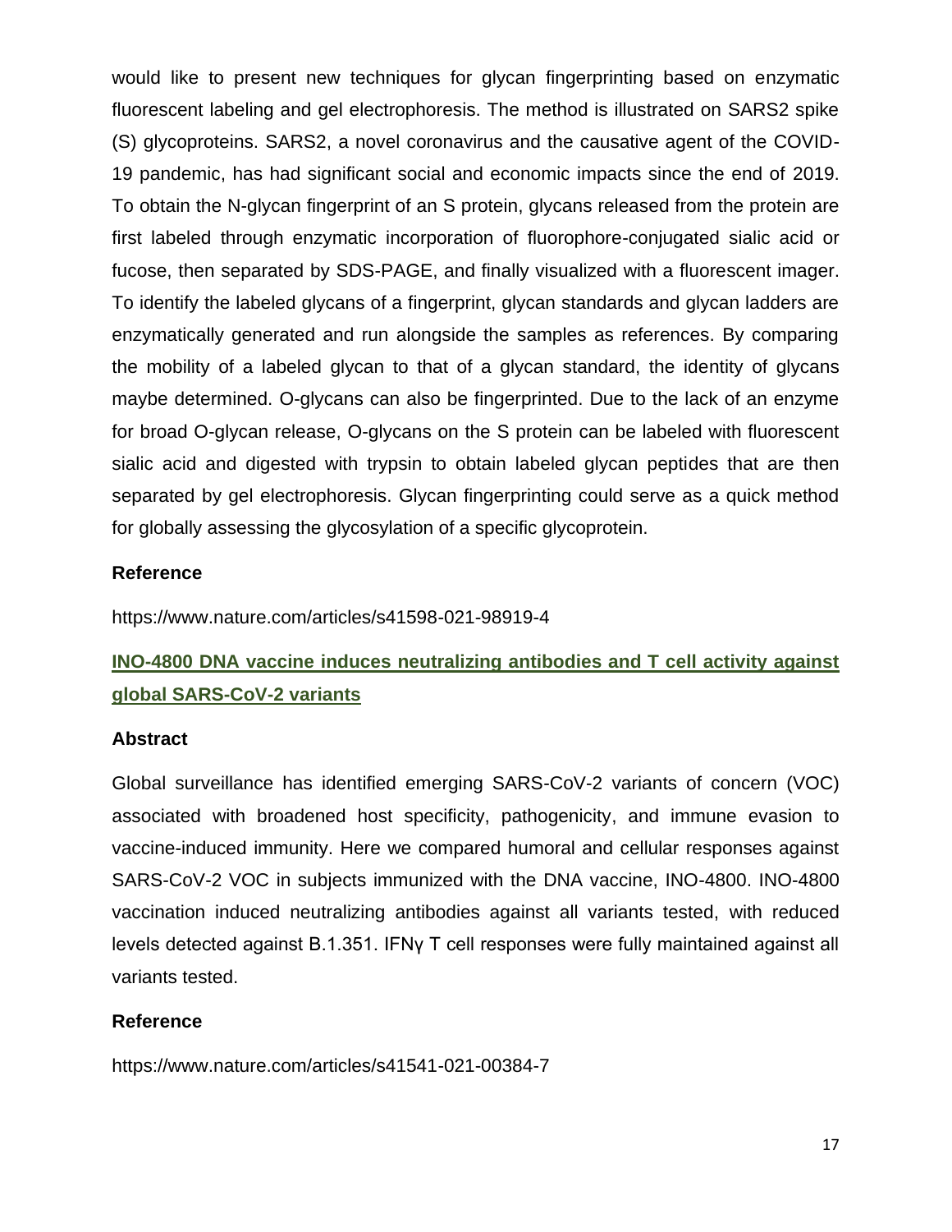would like to present new techniques for glycan fingerprinting based on enzymatic fluorescent labeling and gel electrophoresis. The method is illustrated on SARS2 spike (S) glycoproteins. SARS2, a novel coronavirus and the causative agent of the COVID-19 pandemic, has had significant social and economic impacts since the end of 2019. To obtain the N-glycan fingerprint of an S protein, glycans released from the protein are first labeled through enzymatic incorporation of fluorophore-conjugated sialic acid or fucose, then separated by SDS-PAGE, and finally visualized with a fluorescent imager. To identify the labeled glycans of a fingerprint, glycan standards and glycan ladders are enzymatically generated and run alongside the samples as references. By comparing the mobility of a labeled glycan to that of a glycan standard, the identity of glycans maybe determined. O-glycans can also be fingerprinted. Due to the lack of an enzyme for broad O-glycan release, O-glycans on the S protein can be labeled with fluorescent sialic acid and digested with trypsin to obtain labeled glycan peptides that are then separated by gel electrophoresis. Glycan fingerprinting could serve as a quick method for globally assessing the glycosylation of a specific glycoprotein.

**Reference**

https://www.nature.com/articles/s41598-021-98919-4

## INO-4800 DNA vaccine induces neutralizing antibodies and T cell activity against global SARS-CoV-2 variants

**Abstract**

Global surveillance has identified emerging SARS-CoV-2 variants of concern (VOC) associated with broadened host specificity, pathogenicity, and immune evasion to vaccine-induced immunity. Here we compared humoral and cellular responses against SARS-CoV-2 VOC in subjects immunized with the DNA vaccine, INO-4800. INO-4800 vaccination induced neutralizing antibodies against all variants tested, with reduced levels detected against B.1.351. IFNγ T cell responses were fully maintained against all variants tested.

**Reference**

https://www.nature.com/articles/s41541-021-00384-7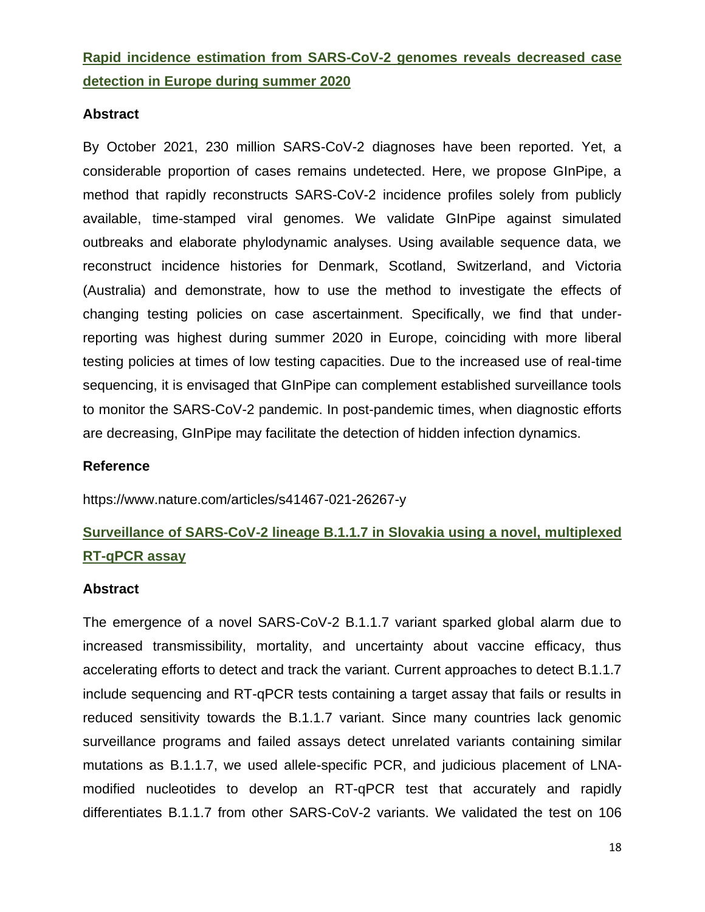## [Rapid incidence estimation from SARS-CoV-2 genomes reveals decreased case detection in Europe during summer 2020](https://www.nature.com/articles/s41467-021-26267-y)

### Abstract

By October 2021, 230 million SARS-CoV-2 diagnoses have been reported. Yet, a considerable proportion of cases remains undetected. Here, we propose GInPipe, a method that rapidly reconstructs SARS-CoV-2 incidence profiles solely from publicly available, time-stamped viral genomes. We validate GInPipe against simulated outbreaks and elaborate phylodynamic analyses. Using available sequence data, we reconstruct incidence histories for Denmark, Scotland, Switzerland, and Victoria (Australia) and demonstrate, how to use the method to investigate the effects of changing testing policies on case ascertainment. Specifically, we find that under-reporting was highest during summer 2020 in Europe, coinciding with more liberal testing policies at times of low testing capacities. Due to the increased use of real-time sequencing, it is envisaged that GInPipe can complement established surveillance tools to monitor the SARS-CoV-2 pandemic. In post-pandemic times, when diagnostic efforts are decreasing, GInPipe may facilitate the detection of hidden infection dynamics.

### Reference

https://www.nature.com/articles/s41467-021-26267-y

## Surveillance of SARS-CoV-2 lineage B.1.1.7 in Slovakia using a novel, multiplexed RT-qPCR assay

### Abstract

The emergence of a novel SARS-CoV-2 B.1.1.7 variant sparked global alarm due to increased transmissibility, mortality, and uncertainty about vaccine efficacy, thus accelerating efforts to detect and track the variant. Current approaches to detect B.1.1.7 include sequencing and RT-qPCR tests containing a target assay that fails or results in reduced sensitivity towards the B.1.1.7 variant. Since many countries lack genomic surveillance programs and failed assays detect unrelated variants containing similar mutations as B.1.1.7, we used allele-specific PCR, and judicious placement of LNA-modified nucleotides to develop an RT-qPCR test that accurately and rapidly differentiates B.1.1.7 from other SARS-CoV-2 variants. We validated the test on 106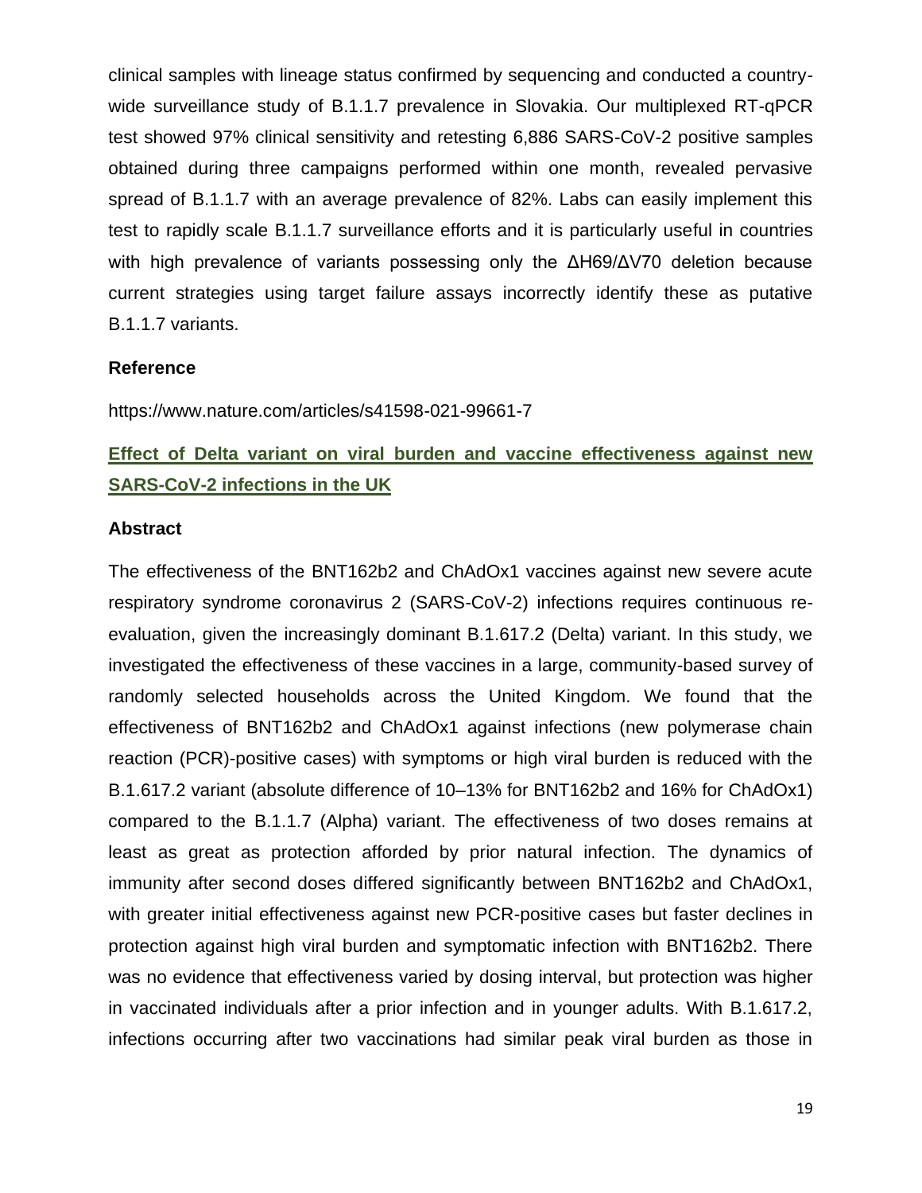clinical samples with lineage status confirmed by sequencing and conducted a country-wide surveillance study of B.1.1.7 prevalence in Slovakia. Our multiplexed RT-qPCR test showed 97% clinical sensitivity and retesting 6,886 SARS-CoV-2 positive samples obtained during three campaigns performed within one month, revealed pervasive spread of B.1.1.7 with an average prevalence of 82%. Labs can easily implement this test to rapidly scale B.1.1.7 surveillance efforts and it is particularly useful in countries with high prevalence of variants possessing only the ΔH69/ΔV70 deletion because current strategies using target failure assays incorrectly identify these as putative B.1.1.7 variants.

**Reference**

https://www.nature.com/articles/s41598-021-99661-7

## Effect of Delta variant on viral burden and vaccine effectiveness against new SARS-CoV-2 infections in the UK

**Abstract**

The effectiveness of the BNT162b2 and ChAdOx1 vaccines against new severe acute respiratory syndrome coronavirus 2 (SARS-CoV-2) infections requires continuous re-evaluation, given the increasingly dominant B.1.617.2 (Delta) variant. In this study, we investigated the effectiveness of these vaccines in a large, community-based survey of randomly selected households across the United Kingdom. We found that the effectiveness of BNT162b2 and ChAdOx1 against infections (new polymerase chain reaction (PCR)-positive cases) with symptoms or high viral burden is reduced with the B.1.617.2 variant (absolute difference of 10–13% for BNT162b2 and 16% for ChAdOx1) compared to the B.1.1.7 (Alpha) variant. The effectiveness of two doses remains at least as great as protection afforded by prior natural infection. The dynamics of immunity after second doses differed significantly between BNT162b2 and ChAdOx1, with greater initial effectiveness against new PCR-positive cases but faster declines in protection against high viral burden and symptomatic infection with BNT162b2. There was no evidence that effectiveness varied by dosing interval, but protection was higher in vaccinated individuals after a prior infection and in younger adults. With B.1.617.2, infections occurring after two vaccinations had similar peak viral burden as those in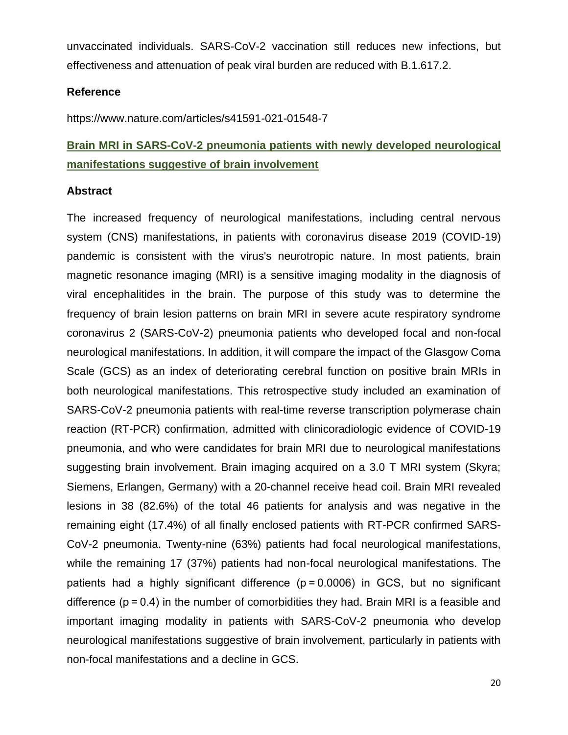unvaccinated individuals. SARS-CoV-2 vaccination still reduces new infections, but effectiveness and attenuation of peak viral burden are reduced with B.1.617.2.

**Reference**

https://www.nature.com/articles/s41591-021-01548-7

## Brain MRI in SARS-CoV-2 pneumonia patients with newly developed neurological manifestations suggestive of brain involvement

**Abstract**

The increased frequency of neurological manifestations, including central nervous system (CNS) manifestations, in patients with coronavirus disease 2019 (COVID-19) pandemic is consistent with the virus's neurotropic nature. In most patients, brain magnetic resonance imaging (MRI) is a sensitive imaging modality in the diagnosis of viral encephalitides in the brain. The purpose of this study was to determine the frequency of brain lesion patterns on brain MRI in severe acute respiratory syndrome coronavirus 2 (SARS-CoV-2) pneumonia patients who developed focal and non-focal neurological manifestations. In addition, it will compare the impact of the Glasgow Coma Scale (GCS) as an index of deteriorating cerebral function on positive brain MRIs in both neurological manifestations. This retrospective study included an examination of SARS-CoV-2 pneumonia patients with real-time reverse transcription polymerase chain reaction (RT-PCR) confirmation, admitted with clinicoradiologic evidence of COVID-19 pneumonia, and who were candidates for brain MRI due to neurological manifestations suggesting brain involvement. Brain imaging acquired on a 3.0 T MRI system (Skyra; Siemens, Erlangen, Germany) with a 20-channel receive head coil. Brain MRI revealed lesions in 38 (82.6%) of the total 46 patients for analysis and was negative in the remaining eight (17.4%) of all finally enclosed patients with RT-PCR confirmed SARS-CoV-2 pneumonia. Twenty-nine (63%) patients had focal neurological manifestations, while the remaining 17 (37%) patients had non-focal neurological manifestations. The patients had a highly significant difference ($p = 0.0006$) in GCS, but no significant difference ($p = 0.4$) in the number of comorbidities they had. Brain MRI is a feasible and important imaging modality in patients with SARS-CoV-2 pneumonia who develop neurological manifestations suggestive of brain involvement, particularly in patients with non-focal manifestations and a decline in GCS.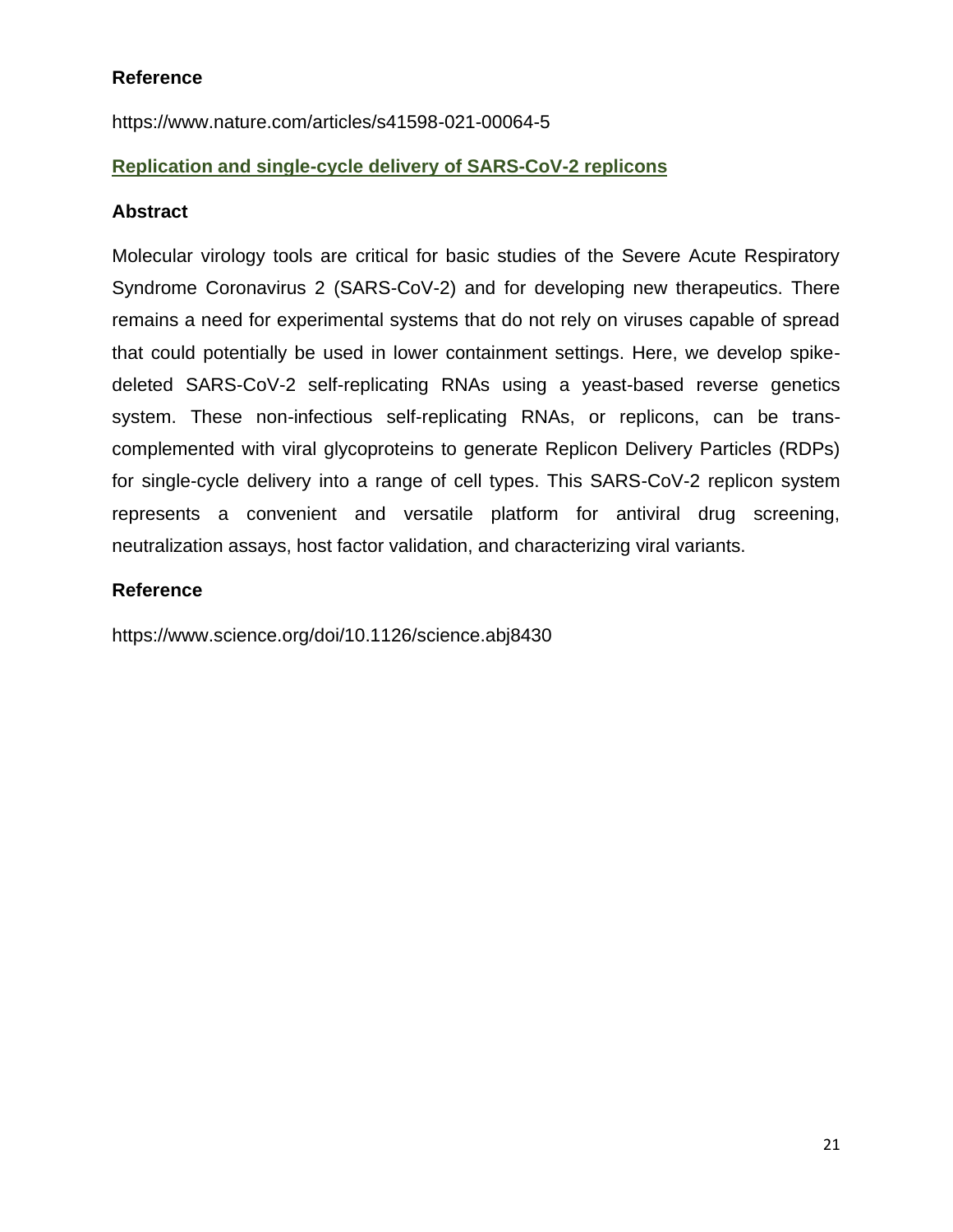**Reference**

https://www.nature.com/articles/s41598-021-00064-5

## Replication and single-cycle delivery of SARS-CoV-2 replicons

**Abstract**

Molecular virology tools are critical for basic studies of the Severe Acute Respiratory Syndrome Coronavirus 2 (SARS-CoV-2) and for developing new therapeutics. There remains a need for experimental systems that do not rely on viruses capable of spread that could potentially be used in lower containment settings. Here, we develop spike-deleted SARS-CoV-2 self-replicating RNAs using a yeast-based reverse genetics system. These non-infectious self-replicating RNAs, or replicons, can be trans-complemented with viral glycoproteins to generate Replicon Delivery Particles (RDPs) for single-cycle delivery into a range of cell types. This SARS-CoV-2 replicon system represents a convenient and versatile platform for antiviral drug screening, neutralization assays, host factor validation, and characterizing viral variants.

**Reference**

https://www.science.org/doi/10.1126/science.abj8430